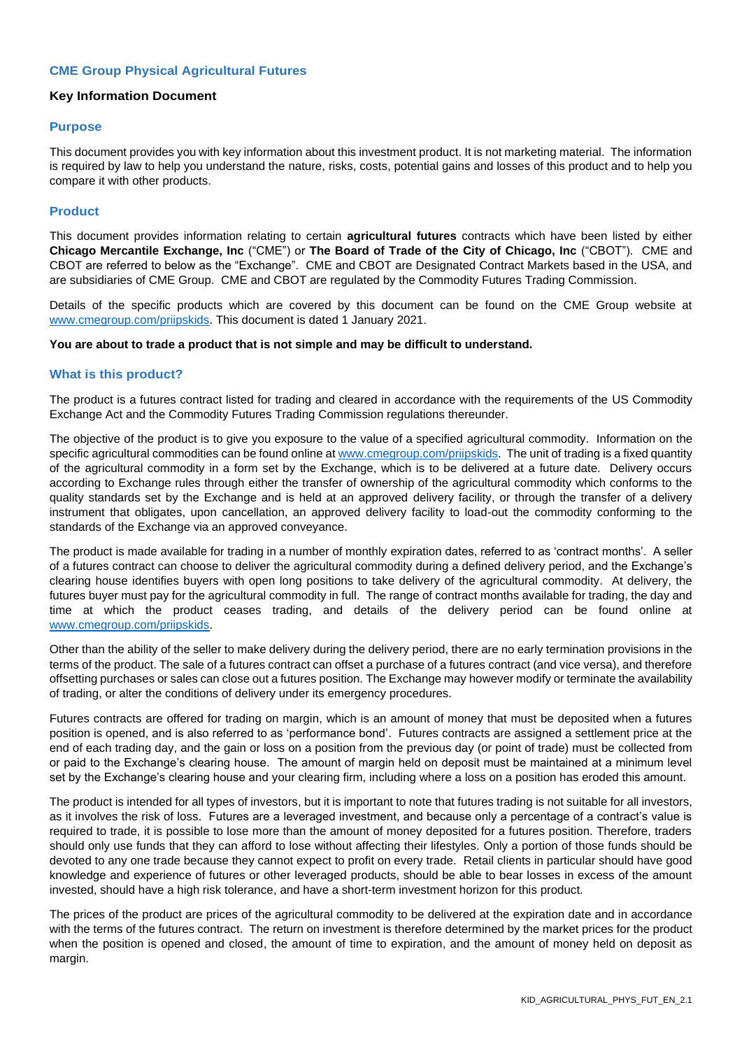## CME Group Physical Agricultural Futures

### Key Information Document

### Purpose

This document provides you with key information about this investment product. It is not marketing material. The information is required by law to help you understand the nature, risks, costs, potential gains and losses of this product and to help you compare it with other products.

### Product

This document provides information relating to certain **agricultural futures** contracts which have been listed by either **Chicago Mercantile Exchange, Inc** ("CME") or **The Board of Trade of the City of Chicago, Inc** ("CBOT"). CME and CBOT are referred to below as the "Exchange". CME and CBOT are Designated Contract Markets based in the USA, and are subsidiaries of CME Group. CME and CBOT are regulated by the Commodity Futures Trading Commission.

Details of the specific products which are covered by this document can be found on the CME Group website at www.cmegroup.com/priipskids. This document is dated 1 January 2021.

**You are about to trade a product that is not simple and may be difficult to understand.**

### What is this product?

The product is a futures contract listed for trading and cleared in accordance with the requirements of the US Commodity Exchange Act and the Commodity Futures Trading Commission regulations thereunder.

The objective of the product is to give you exposure to the value of a specified agricultural commodity. Information on the specific agricultural commodities can be found online at www.cmegroup.com/priipskids. The unit of trading is a fixed quantity of the agricultural commodity in a form set by the Exchange, which is to be delivered at a future date. Delivery occurs according to Exchange rules through either the transfer of ownership of the agricultural commodity which conforms to the quality standards set by the Exchange and is held at an approved delivery facility, or through the transfer of a delivery instrument that obligates, upon cancellation, an approved delivery facility to load-out the commodity conforming to the standards of the Exchange via an approved conveyance.

The product is made available for trading in a number of monthly expiration dates, referred to as 'contract months'. A seller of a futures contract can choose to deliver the agricultural commodity during a defined delivery period, and the Exchange's clearing house identifies buyers with open long positions to take delivery of the agricultural commodity. At delivery, the futures buyer must pay for the agricultural commodity in full. The range of contract months available for trading, the day and time at which the product ceases trading, and details of the delivery period can be found online at www.cmegroup.com/priipskids.

Other than the ability of the seller to make delivery during the delivery period, there are no early termination provisions in the terms of the product. The sale of a futures contract can offset a purchase of a futures contract (and vice versa), and therefore offsetting purchases or sales can close out a futures position. The Exchange may however modify or terminate the availability of trading, or alter the conditions of delivery under its emergency procedures.

Futures contracts are offered for trading on margin, which is an amount of money that must be deposited when a futures position is opened, and is also referred to as 'performance bond'. Futures contracts are assigned a settlement price at the end of each trading day, and the gain or loss on a position from the previous day (or point of trade) must be collected from or paid to the Exchange's clearing house. The amount of margin held on deposit must be maintained at a minimum level set by the Exchange's clearing house and your clearing firm, including where a loss on a position has eroded this amount.

The product is intended for all types of investors, but it is important to note that futures trading is not suitable for all investors, as it involves the risk of loss. Futures are a leveraged investment, and because only a percentage of a contract's value is required to trade, it is possible to lose more than the amount of money deposited for a futures position. Therefore, traders should only use funds that they can afford to lose without affecting their lifestyles. Only a portion of those funds should be devoted to any one trade because they cannot expect to profit on every trade. Retail clients in particular should have good knowledge and experience of futures or other leveraged products, should be able to bear losses in excess of the amount invested, should have a high risk tolerance, and have a short-term investment horizon for this product.

The prices of the product are prices of the agricultural commodity to be delivered at the expiration date and in accordance with the terms of the futures contract. The return on investment is therefore determined by the market prices for the product when the position is opened and closed, the amount of time to expiration, and the amount of money held on deposit as margin.

KID_AGRICULTURAL_PHYS_FUT_EN_2.1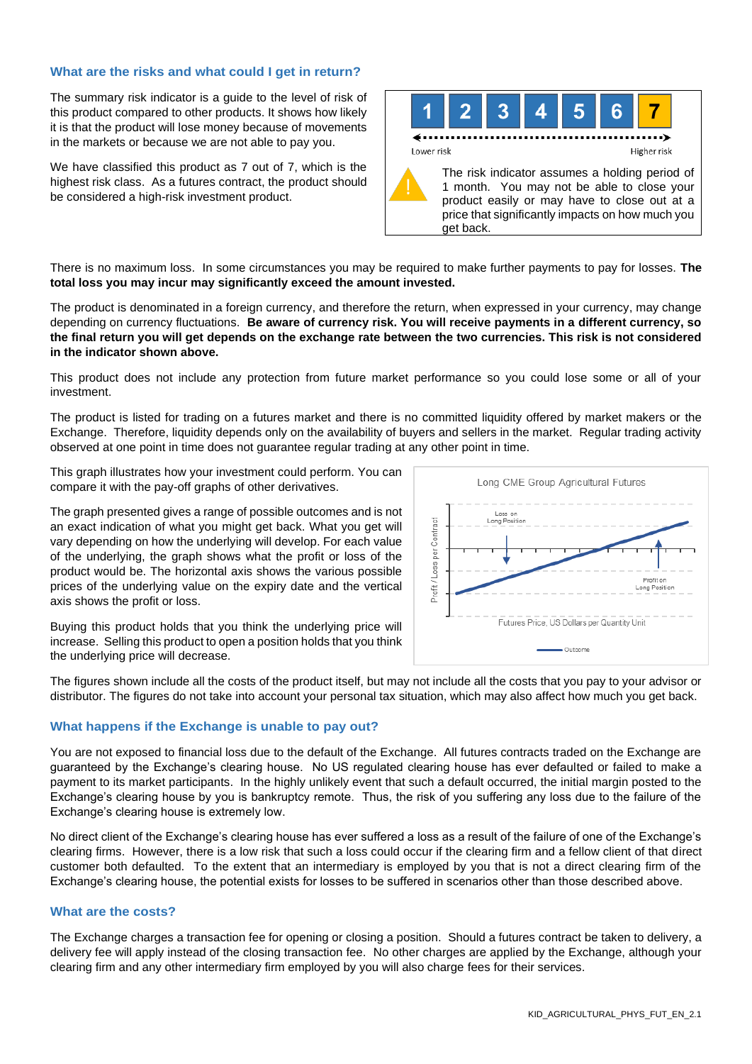## What are the risks and what could I get in return?

The summary risk indicator is a guide to the level of risk of this product compared to other products. It shows how likely it is that the product will lose money because of movements in the markets or because we are not able to pay you.

We have classified this product as 7 out of 7, which is the highest risk class. As a futures contract, the product should be considered a high-risk investment product.

| 1 | 2 | 3 | 4 | 5 | 6 | 7 |
|---|---|---|---|---|---|---|

Lower risk — Higher risk

The risk indicator assumes a holding period of 1 month. You may not be able to close your product easily or may have to close out at a price that significantly impacts on how much you get back.

There is no maximum loss. In some circumstances you may be required to make further payments to pay for losses. **The total loss you may incur may significantly exceed the amount invested.**

The product is denominated in a foreign currency, and therefore the return, when expressed in your currency, may change depending on currency fluctuations. **Be aware of currency risk. You will receive payments in a different currency, so the final return you will get depends on the exchange rate between the two currencies. This risk is not considered in the indicator shown above.**

This product does not include any protection from future market performance so you could lose some or all of your investment.

The product is listed for trading on a futures market and there is no committed liquidity offered by market makers or the Exchange. Therefore, liquidity depends only on the availability of buyers and sellers in the market. Regular trading activity observed at one point in time does not guarantee regular trading at any other point in time.

This graph illustrates how your investment could perform. You can compare it with the pay-off graphs of other derivatives.

The graph presented gives a range of possible outcomes and is not an exact indication of what you might get back. What you get will vary depending on how the underlying will develop. For each value of the underlying, the graph shows what the profit or loss of the product would be. The horizontal axis shows the various possible prices of the underlying value on the expiry date and the vertical axis shows the profit or loss.

Buying this product holds that you think the underlying price will increase. Selling this product to open a position holds that you think the underlying price will decrease.

Long CME Group Agricultural Futures

Profit / Loss per Contract — Loss on Long Position — Profit on Long Position — Futures Price, US Dollars per Quantity Unit — Outcome

The figures shown include all the costs of the product itself, but may not include all the costs that you pay to your advisor or distributor. The figures do not take into account your personal tax situation, which may also affect how much you get back.

## What happens if the Exchange is unable to pay out?

You are not exposed to financial loss due to the default of the Exchange. All futures contracts traded on the Exchange are guaranteed by the Exchange's clearing house. No US regulated clearing house has ever defaulted or failed to make a payment to its market participants. In the highly unlikely event that such a default occurred, the initial margin posted to the Exchange's clearing house by you is bankruptcy remote. Thus, the risk of you suffering any loss due to the failure of the Exchange's clearing house is extremely low.

No direct client of the Exchange's clearing house has ever suffered a loss as a result of the failure of one of the Exchange's clearing firms. However, there is a low risk that such a loss could occur if the clearing firm and a fellow client of that direct customer both defaulted. To the extent that an intermediary is employed by you that is not a direct clearing firm of the Exchange's clearing house, the potential exists for losses to be suffered in scenarios other than those described above.

## What are the costs?

The Exchange charges a transaction fee for opening or closing a position. Should a futures contract be taken to delivery, a delivery fee will apply instead of the closing transaction fee. No other charges are applied by the Exchange, although your clearing firm and any other intermediary firm employed by you will also charge fees for their services.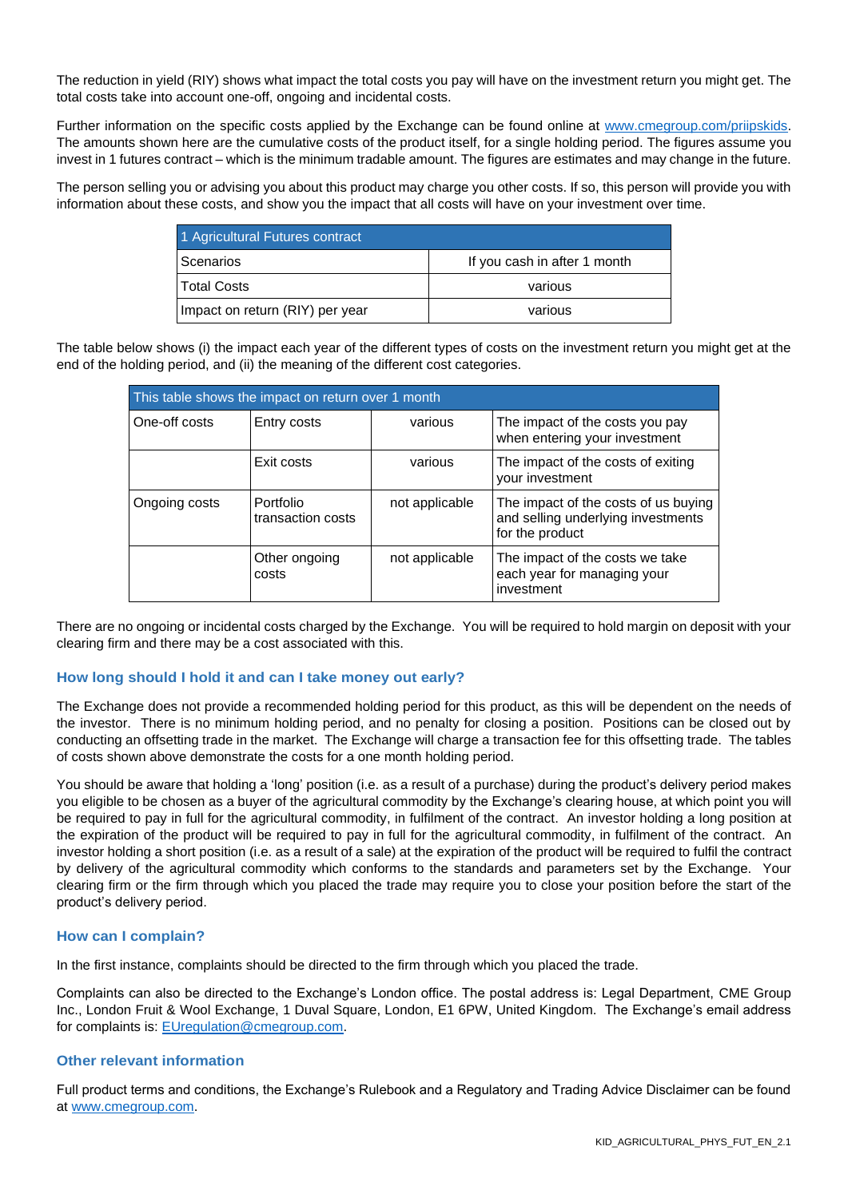The reduction in yield (RIY) shows what impact the total costs you pay will have on the investment return you might get. The total costs take into account one-off, ongoing and incidental costs.

Further information on the specific costs applied by the Exchange can be found online at www.cmegroup.com/priipskids. The amounts shown here are the cumulative costs of the product itself, for a single holding period. The figures assume you invest in 1 futures contract – which is the minimum tradable amount. The figures are estimates and may change in the future.

The person selling you or advising you about this product may charge you other costs. If so, this person will provide you with information about these costs, and show you the impact that all costs will have on your investment over time.

| 1 Agricultural Futures contract | |
|---|---|
| Scenarios | If you cash in after 1 month |
| Total Costs | various |
| Impact on return (RIY) per year | various |

The table below shows (i) the impact each year of the different types of costs on the investment return you might get at the end of the holding period, and (ii) the meaning of the different cost categories.

| This table shows the impact on return over 1 month | | | |
|---|---|---|---|
| One-off costs | Entry costs | various | The impact of the costs you pay when entering your investment |
| | Exit costs | various | The impact of the costs of exiting your investment |
| Ongoing costs | Portfolio transaction costs | not applicable | The impact of the costs of us buying and selling underlying investments for the product |
| | Other ongoing costs | not applicable | The impact of the costs we take each year for managing your investment |

There are no ongoing or incidental costs charged by the Exchange. You will be required to hold margin on deposit with your clearing firm and there may be a cost associated with this.

### How long should I hold it and can I take money out early?

The Exchange does not provide a recommended holding period for this product, as this will be dependent on the needs of the investor. There is no minimum holding period, and no penalty for closing a position. Positions can be closed out by conducting an offsetting trade in the market. The Exchange will charge a transaction fee for this offsetting trade. The tables of costs shown above demonstrate the costs for a one month holding period.

You should be aware that holding a 'long' position (i.e. as a result of a purchase) during the product's delivery period makes you eligible to be chosen as a buyer of the agricultural commodity by the Exchange's clearing house, at which point you will be required to pay in full for the agricultural commodity, in fulfilment of the contract. An investor holding a long position at the expiration of the product will be required to pay in full for the agricultural commodity, in fulfilment of the contract. An investor holding a short position (i.e. as a result of a sale) at the expiration of the product will be required to fulfil the contract by delivery of the agricultural commodity which conforms to the standards and parameters set by the Exchange. Your clearing firm or the firm through which you placed the trade may require you to close your position before the start of the product's delivery period.

### How can I complain?

In the first instance, complaints should be directed to the firm through which you placed the trade.

Complaints can also be directed to the Exchange's London office. The postal address is: Legal Department, CME Group Inc., London Fruit & Wool Exchange, 1 Duval Square, London, E1 6PW, United Kingdom. The Exchange's email address for complaints is: EUregulation@cmegroup.com.

### Other relevant information

Full product terms and conditions, the Exchange's Rulebook and a Regulatory and Trading Advice Disclaimer can be found at www.cmegroup.com.

KID_AGRICULTURAL_PHYS_FUT_EN_2.1